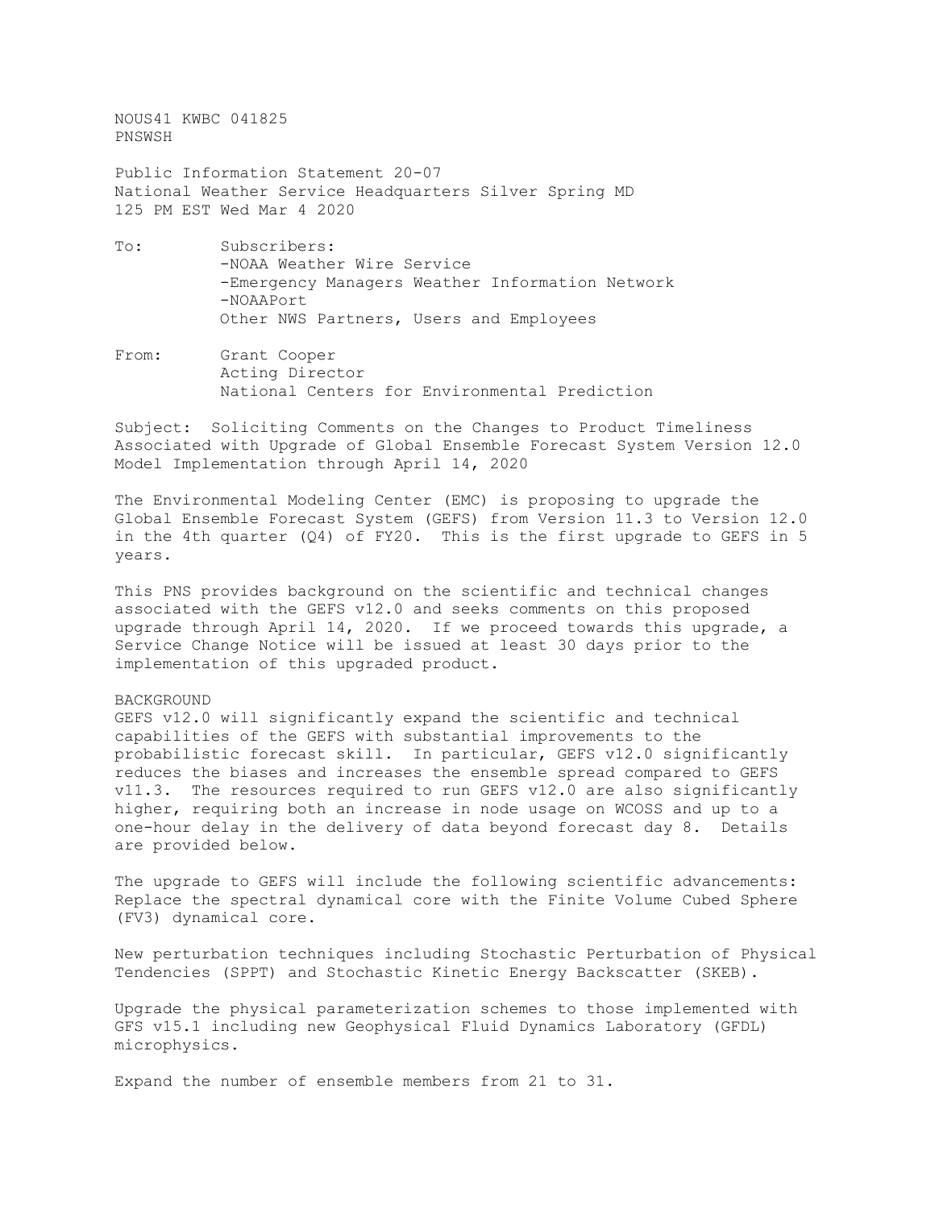NOUS41 KWBC 041825
PNSWSH

Public Information Statement 20-07
National Weather Service Headquarters Silver Spring MD
125 PM EST Wed Mar 4 2020

To: Subscribers:
-NOAA Weather Wire Service
-Emergency Managers Weather Information Network
-NOAAPort
Other NWS Partners, Users and Employees

From: Grant Cooper
Acting Director
National Centers for Environmental Prediction

Subject: Soliciting Comments on the Changes to Product Timeliness Associated with Upgrade of Global Ensemble Forecast System Version 12.0 Model Implementation through April 14, 2020

The Environmental Modeling Center (EMC) is proposing to upgrade the Global Ensemble Forecast System (GEFS) from Version 11.3 to Version 12.0 in the 4th quarter (Q4) of FY20. This is the first upgrade to GEFS in 5 years.

This PNS provides background on the scientific and technical changes associated with the GEFS v12.0 and seeks comments on this proposed upgrade through April 14, 2020. If we proceed towards this upgrade, a Service Change Notice will be issued at least 30 days prior to the implementation of this upgraded product.

BACKGROUND

GEFS v12.0 will significantly expand the scientific and technical capabilities of the GEFS with substantial improvements to the probabilistic forecast skill. In particular, GEFS v12.0 significantly reduces the biases and increases the ensemble spread compared to GEFS v11.3. The resources required to run GEFS v12.0 are also significantly higher, requiring both an increase in node usage on WCOSS and up to a one-hour delay in the delivery of data beyond forecast day 8. Details are provided below.

The upgrade to GEFS will include the following scientific advancements: Replace the spectral dynamical core with the Finite Volume Cubed Sphere (FV3) dynamical core.

New perturbation techniques including Stochastic Perturbation of Physical Tendencies (SPPT) and Stochastic Kinetic Energy Backscatter (SKEB).

Upgrade the physical parameterization schemes to those implemented with GFS v15.1 including new Geophysical Fluid Dynamics Laboratory (GFDL) microphysics.

Expand the number of ensemble members from 21 to 31.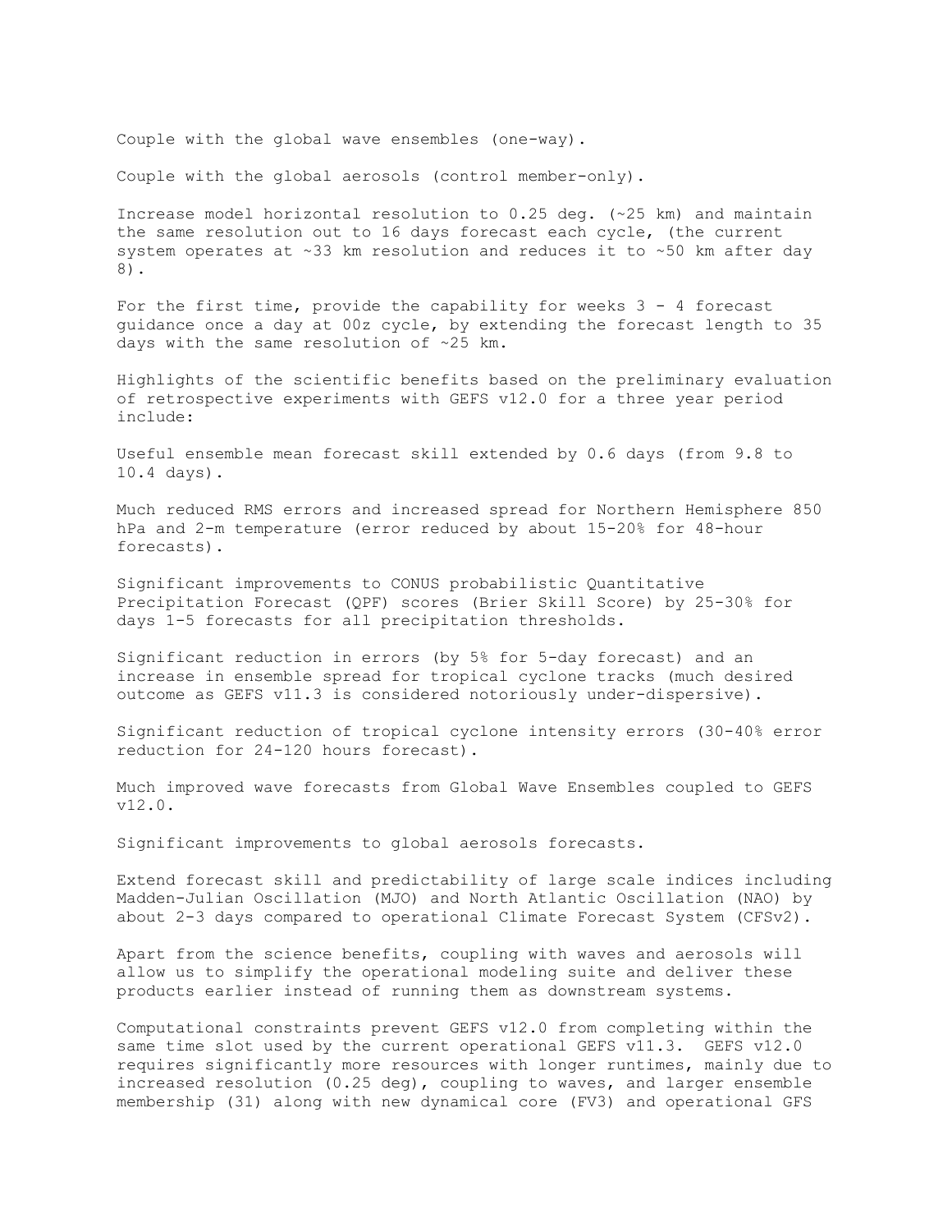Couple with the global wave ensembles (one-way).

Couple with the global aerosols (control member-only).

Increase model horizontal resolution to 0.25 deg. (~25 km) and maintain the same resolution out to 16 days forecast each cycle, (the current system operates at ~33 km resolution and reduces it to ~50 km after day 8).

For the first time, provide the capability for weeks 3 - 4 forecast guidance once a day at 00z cycle, by extending the forecast length to 35 days with the same resolution of ~25 km.

Highlights of the scientific benefits based on the preliminary evaluation of retrospective experiments with GEFS v12.0 for a three year period include:

Useful ensemble mean forecast skill extended by 0.6 days (from 9.8 to 10.4 days).

Much reduced RMS errors and increased spread for Northern Hemisphere 850 hPa and 2-m temperature (error reduced by about 15-20% for 48-hour forecasts).

Significant improvements to CONUS probabilistic Quantitative Precipitation Forecast (QPF) scores (Brier Skill Score) by 25-30% for days 1-5 forecasts for all precipitation thresholds.

Significant reduction in errors (by 5% for 5-day forecast) and an increase in ensemble spread for tropical cyclone tracks (much desired outcome as GEFS v11.3 is considered notoriously under-dispersive).

Significant reduction of tropical cyclone intensity errors (30-40% error reduction for 24-120 hours forecast).

Much improved wave forecasts from Global Wave Ensembles coupled to GEFS v12.0.

Significant improvements to global aerosols forecasts.

Extend forecast skill and predictability of large scale indices including Madden-Julian Oscillation (MJO) and North Atlantic Oscillation (NAO) by about 2-3 days compared to operational Climate Forecast System (CFSv2).

Apart from the science benefits, coupling with waves and aerosols will allow us to simplify the operational modeling suite and deliver these products earlier instead of running them as downstream systems.

Computational constraints prevent GEFS v12.0 from completing within the same time slot used by the current operational GEFS v11.3. GEFS v12.0 requires significantly more resources with longer runtimes, mainly due to increased resolution (0.25 deg), coupling to waves, and larger ensemble membership (31) along with new dynamical core (FV3) and operational GFS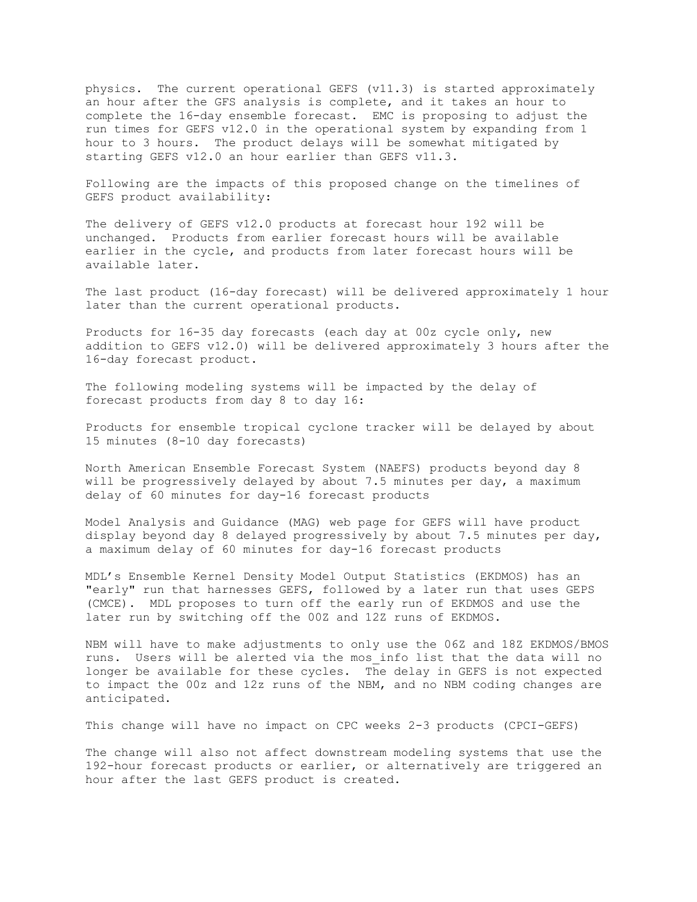physics. The current operational GEFS (v11.3) is started approximately an hour after the GFS analysis is complete, and it takes an hour to complete the 16-day ensemble forecast. EMC is proposing to adjust the run times for GEFS v12.0 in the operational system by expanding from 1 hour to 3 hours. The product delays will be somewhat mitigated by starting GEFS v12.0 an hour earlier than GEFS v11.3.

Following are the impacts of this proposed change on the timelines of GEFS product availability:

The delivery of GEFS v12.0 products at forecast hour 192 will be unchanged. Products from earlier forecast hours will be available earlier in the cycle, and products from later forecast hours will be available later.

The last product (16-day forecast) will be delivered approximately 1 hour later than the current operational products.

Products for 16-35 day forecasts (each day at 00z cycle only, new addition to GEFS v12.0) will be delivered approximately 3 hours after the 16-day forecast product.

The following modeling systems will be impacted by the delay of forecast products from day 8 to day 16:

Products for ensemble tropical cyclone tracker will be delayed by about 15 minutes (8-10 day forecasts)

North American Ensemble Forecast System (NAEFS) products beyond day 8 will be progressively delayed by about 7.5 minutes per day, a maximum delay of 60 minutes for day-16 forecast products

Model Analysis and Guidance (MAG) web page for GEFS will have product display beyond day 8 delayed progressively by about 7.5 minutes per day, a maximum delay of 60 minutes for day-16 forecast products

MDL's Ensemble Kernel Density Model Output Statistics (EKDMOS) has an "early" run that harnesses GEFS, followed by a later run that uses GEPS (CMCE). MDL proposes to turn off the early run of EKDMOS and use the later run by switching off the 00Z and 12Z runs of EKDMOS.

NBM will have to make adjustments to only use the 06Z and 18Z EKDMOS/BMOS runs. Users will be alerted via the mos_info list that the data will no longer be available for these cycles. The delay in GEFS is not expected to impact the 00z and 12z runs of the NBM, and no NBM coding changes are anticipated.

This change will have no impact on CPC weeks 2-3 products (CPCI-GEFS)

The change will also not affect downstream modeling systems that use the 192-hour forecast products or earlier, or alternatively are triggered an hour after the last GEFS product is created.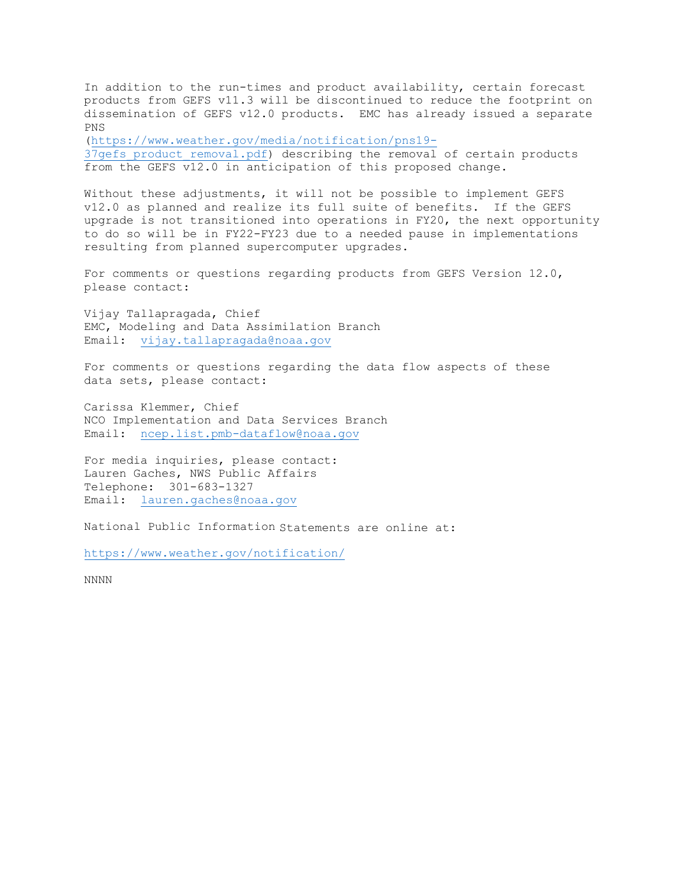In addition to the run-times and product availability, certain forecast products from GEFS v11.3 will be discontinued to reduce the footprint on dissemination of GEFS v12.0 products. EMC has already issued a separate PNS (https://www.weather.gov/media/notification/pns19-37gefs_product_removal.pdf) describing the removal of certain products from the GEFS v12.0 in anticipation of this proposed change.

Without these adjustments, it will not be possible to implement GEFS v12.0 as planned and realize its full suite of benefits. If the GEFS upgrade is not transitioned into operations in FY20, the next opportunity to do so will be in FY22-FY23 due to a needed pause in implementations resulting from planned supercomputer upgrades.

For comments or questions regarding products from GEFS Version 12.0, please contact:

Vijay Tallapragada, Chief
EMC, Modeling and Data Assimilation Branch
Email: vijay.tallapragada@noaa.gov

For comments or questions regarding the data flow aspects of these data sets, please contact:

Carissa Klemmer, Chief
NCO Implementation and Data Services Branch
Email: ncep.list.pmb-dataflow@noaa.gov

For media inquiries, please contact:
Lauren Gaches, NWS Public Affairs
Telephone: 301-683-1327
Email: lauren.gaches@noaa.gov

National Public Information Statements are online at:

https://www.weather.gov/notification/

NNNN